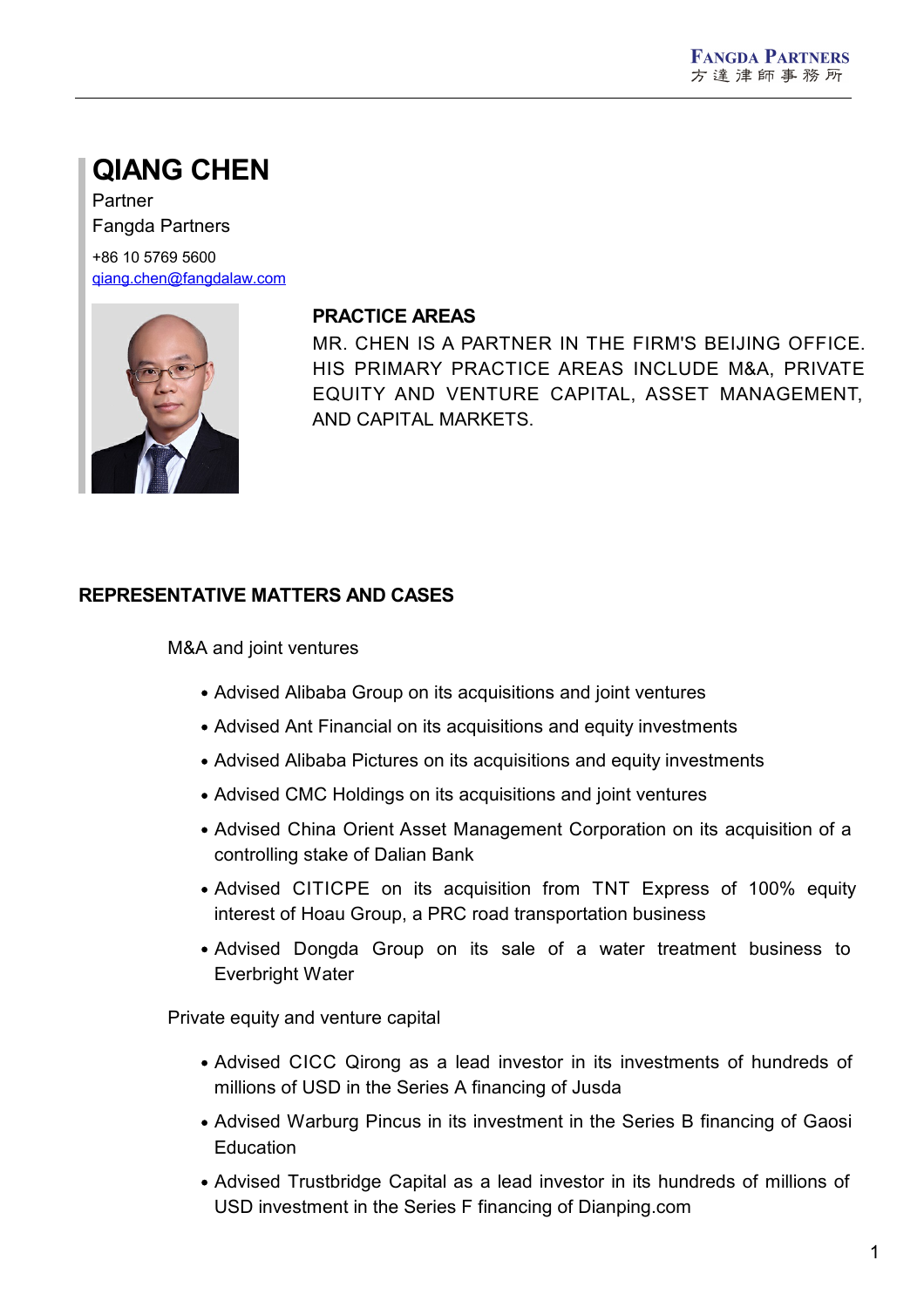# QIANG CHEN

Partner
Fangda Partners

+86 10 5769 5600
qiang.chen@fangdalaw.com

## PRACTICE AREAS

MR. CHEN IS A PARTNER IN THE FIRM'S BEIJING OFFICE. HIS PRIMARY PRACTICE AREAS INCLUDE M&A, PRIVATE EQUITY AND VENTURE CAPITAL, ASSET MANAGEMENT, AND CAPITAL MARKETS.

## REPRESENTATIVE MATTERS AND CASES

M&A and joint ventures

- Advised Alibaba Group on its acquisitions and joint ventures
- Advised Ant Financial on its acquisitions and equity investments
- Advised Alibaba Pictures on its acquisitions and equity investments
- Advised CMC Holdings on its acquisitions and joint ventures
- Advised China Orient Asset Management Corporation on its acquisition of a controlling stake of Dalian Bank
- Advised CITICPE on its acquisition from TNT Express of 100% equity interest of Hoau Group, a PRC road transportation business
- Advised Dongda Group on its sale of a water treatment business to Everbright Water

Private equity and venture capital

- Advised CICC Qirong as a lead investor in its investments of hundreds of millions of USD in the Series A financing of Jusda
- Advised Warburg Pincus in its investment in the Series B financing of Gaosi Education
- Advised Trustbridge Capital as a lead investor in its hundreds of millions of USD investment in the Series F financing of Dianping.com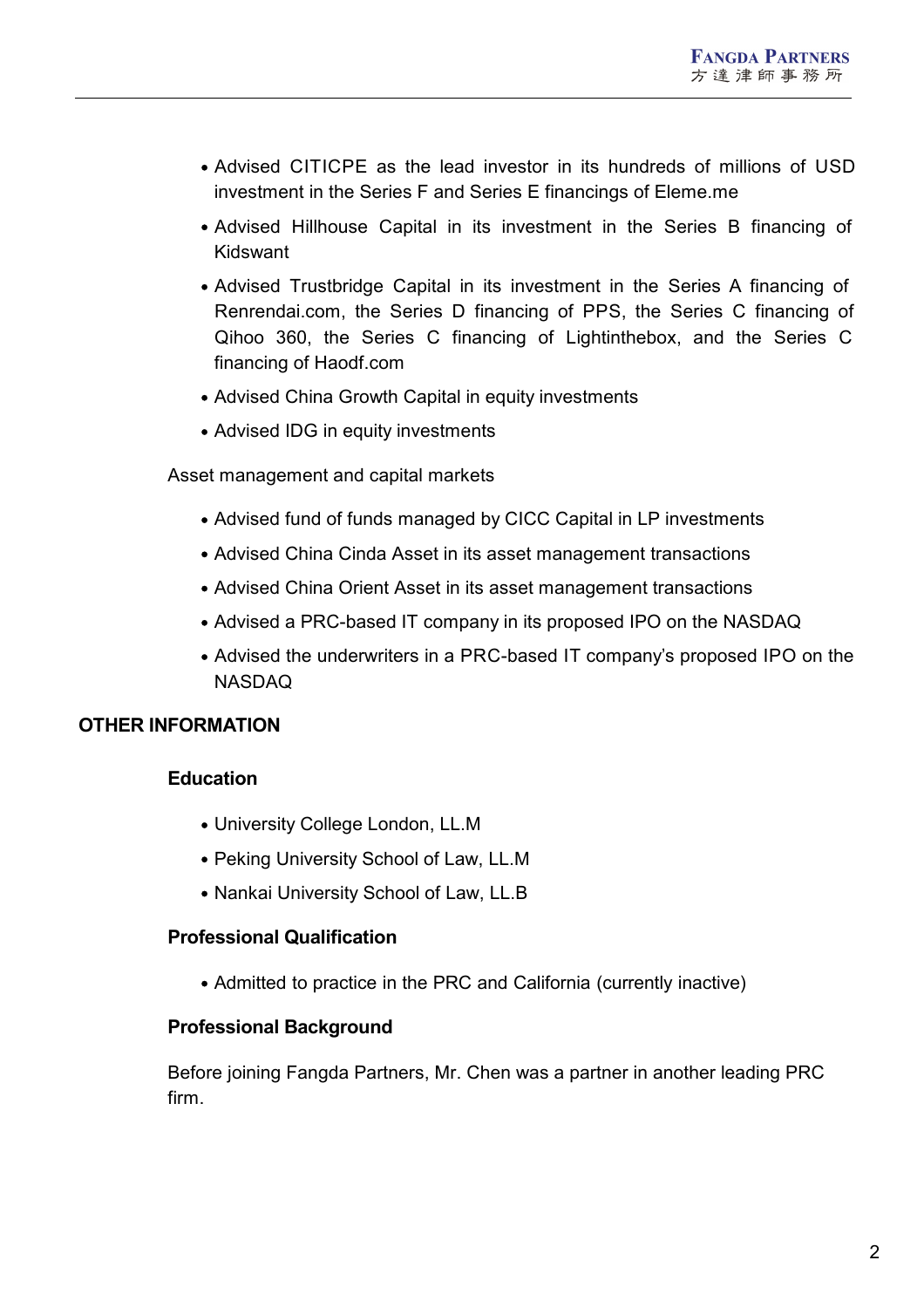- Advised CITICPE as the lead investor in its hundreds of millions of USD investment in the Series F and Series E financings of Eleme.me
- Advised Hillhouse Capital in its investment in the Series B financing of Kidswant
- Advised Trustbridge Capital in its investment in the Series A financing of Renrendai.com, the Series D financing of PPS, the Series C financing of Qihoo 360, the Series C financing of Lightinthebox, and the Series C financing of Haodf.com
- Advised China Growth Capital in equity investments
- Advised IDG in equity investments

Asset management and capital markets

- Advised fund of funds managed by CICC Capital in LP investments
- Advised China Cinda Asset in its asset management transactions
- Advised China Orient Asset in its asset management transactions
- Advised a PRC-based IT company in its proposed IPO on the NASDAQ
- Advised the underwriters in a PRC-based IT company's proposed IPO on the NASDAQ

## OTHER INFORMATION

### Education

- University College London, LL.M
- Peking University School of Law, LL.M
- Nankai University School of Law, LL.B

### Professional Qualification

- Admitted to practice in the PRC and California (currently inactive)

### Professional Background

Before joining Fangda Partners, Mr. Chen was a partner in another leading PRC firm.